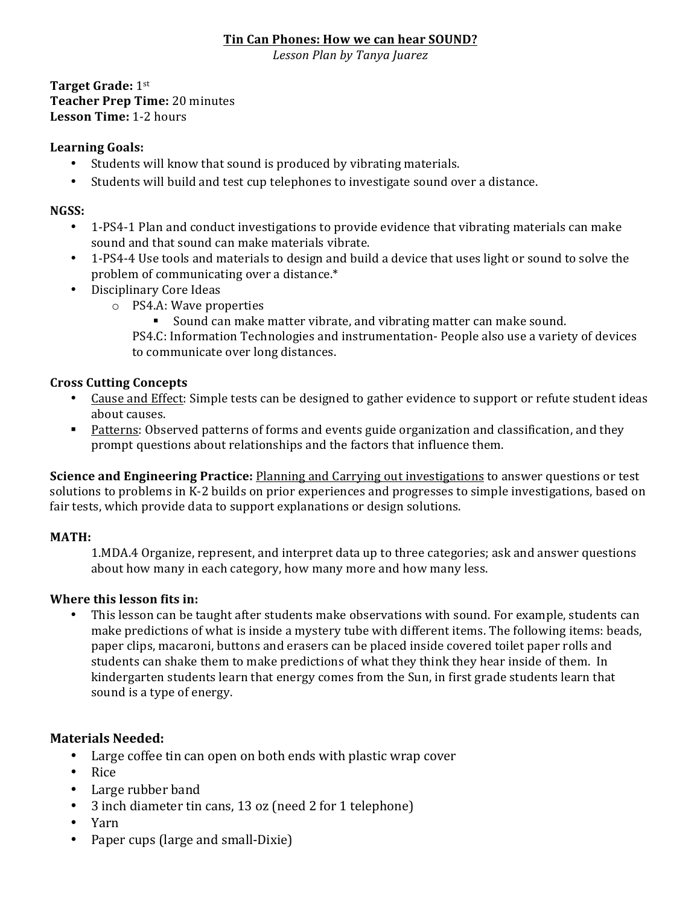# Tin Can Phones: How we can hear SOUND?

*Lesson Plan by Tanya Juarez*

**Target Grade:** 1st
**Teacher Prep Time:** 20 minutes
**Lesson Time:** 1-2 hours

**Learning Goals:**

- Students will know that sound is produced by vibrating materials.
- Students will build and test cup telephones to investigate sound over a distance.

**NGSS:**

- 1-PS4-1 Plan and conduct investigations to provide evidence that vibrating materials can make sound and that sound can make materials vibrate.
- 1-PS4-4 Use tools and materials to design and build a device that uses light or sound to solve the problem of communicating over a distance.*
- Disciplinary Core Ideas
  - PS4.A: Wave properties
    - Sound can make matter vibrate, and vibrating matter can make sound.

    PS4.C: Information Technologies and instrumentation- People also use a variety of devices to communicate over long distances.

**Cross Cutting Concepts**

- <u>Cause and Effect</u>: Simple tests can be designed to gather evidence to support or refute student ideas about causes.
- <u>Patterns</u>: Observed patterns of forms and events guide organization and classification, and they prompt questions about relationships and the factors that influence them.

**Science and Engineering Practice:** <u>Planning and Carrying out investigations</u> to answer questions or test solutions to problems in K-2 builds on prior experiences and progresses to simple investigations, based on fair tests, which provide data to support explanations or design solutions.

**MATH:**

1.MDA.4 Organize, represent, and interpret data up to three categories; ask and answer questions about how many in each category, how many more and how many less.

**Where this lesson fits in:**

- This lesson can be taught after students make observations with sound. For example, students can make predictions of what is inside a mystery tube with different items. The following items: beads, paper clips, macaroni, buttons and erasers can be placed inside covered toilet paper rolls and students can shake them to make predictions of what they think they hear inside of them. In kindergarten students learn that energy comes from the Sun, in first grade students learn that sound is a type of energy.

## Materials Needed:

- Large coffee tin can open on both ends with plastic wrap cover
- Rice
- Large rubber band
- 3 inch diameter tin cans, 13 oz (need 2 for 1 telephone)
- Yarn
- Paper cups (large and small-Dixie)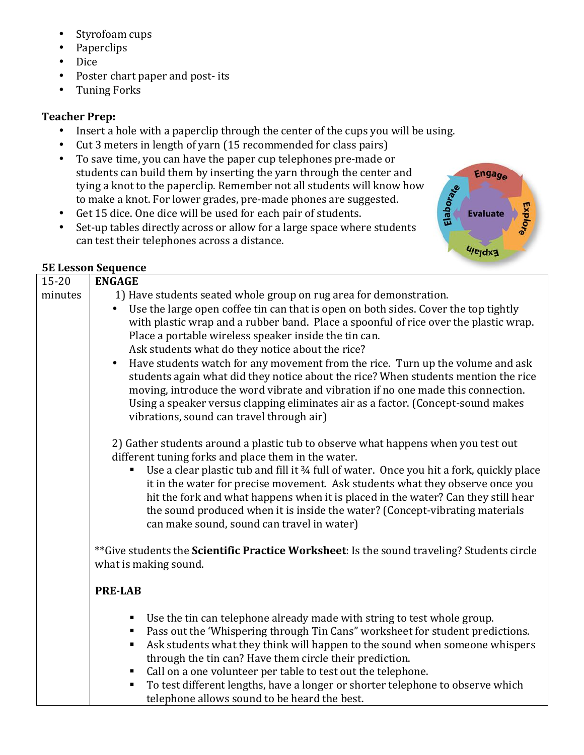- Styrofoam cups
- Paperclips
- Dice
- Poster chart paper and post- its
- Tuning Forks

**Teacher Prep:**

- Insert a hole with a paperclip through the center of the cups you will be using.
- Cut 3 meters in length of yarn (15 recommended for class pairs)
- To save time, you can have the paper cup telephones pre-made or students can build them by inserting the yarn through the center and tying a knot to the paperclip. Remember not all students will know how to make a knot. For lower grades, pre-made phones are suggested.
- Get 15 dice. One dice will be used for each pair of students.
- Set-up tables directly across or allow for a large space where students can test their telephones across a distance.

**5E Lesson Sequence**

| 15-20 minutes | **ENGAGE**<br>1) Have students seated whole group on rug area for demonstration.<br>• Use the large open coffee tin can that is open on both sides. Cover the top tightly with plastic wrap and a rubber band. Place a spoonful of rice over the plastic wrap. Place a portable wireless speaker inside the tin can. Ask students what do they notice about the rice?<br>• Have students watch for any movement from the rice. Turn up the volume and ask students again what did they notice about the rice? When students mention the rice moving, introduce the word vibrate and vibration if no one made this connection. Using a speaker versus clapping eliminates air as a factor. (Concept-sound makes vibrations, sound can travel through air)<br><br>2) Gather students around a plastic tub to observe what happens when you test out different tuning forks and place them in the water.<br>▪ Use a clear plastic tub and fill it ¾ full of water. Once you hit a fork, quickly place it in the water for precise movement. Ask students what they observe once you hit the fork and what happens when it is placed in the water? Can they still hear the sound produced when it is inside the water? (Concept-vibrating materials can make sound, sound can travel in water)<br><br>**Give students the **Scientific Practice Worksheet**: Is the sound traveling? Students circle what is making sound.<br><br>**PRE-LAB**<br>▪ Use the tin can telephone already made with string to test whole group.<br>▪ Pass out the 'Whispering through Tin Cans" worksheet for student predictions.<br>▪ Ask students what they think will happen to the sound when someone whispers through the tin can? Have them circle their prediction.<br>▪ Call on a one volunteer per table to test out the telephone.<br>▪ To test different lengths, have a longer or shorter telephone to observe which telephone allows sound to be heard the best. |
|---|---|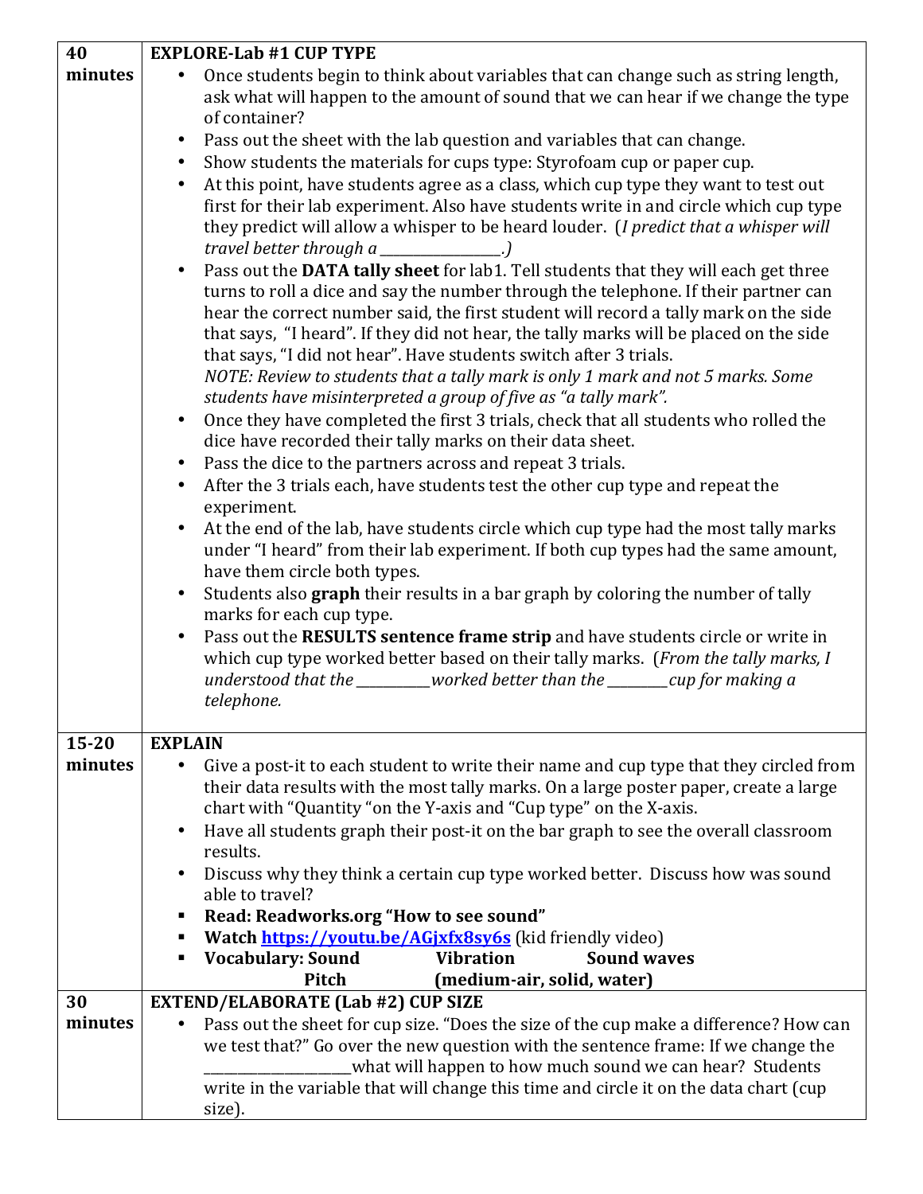| | |
|---|---|
| **40 minutes** | **EXPLORE-Lab #1 CUP TYPE**<br>• Once students begin to think about variables that can change such as string length, ask what will happen to the amount of sound that we can hear if we change the type of container?<br>• Pass out the sheet with the lab question and variables that can change.<br>• Show students the materials for cups type: Styrofoam cup or paper cup.<br>• At this point, have students agree as a class, which cup type they want to test out first for their lab experiment. Also have students write in and circle which cup type they predict will allow a whisper to be heard louder. (*I predict that a whisper will travel better through a ________________.)*<br>• Pass out the **DATA tally sheet** for lab1. Tell students that they will each get three turns to roll a dice and say the number through the telephone. If their partner can hear the correct number said, the first student will record a tally mark on the side that says, "I heard". If they did not hear, the tally marks will be placed on the side that says, "I did not hear". Have students switch after 3 trials.<br>*NOTE: Review to students that a tally mark is only 1 mark and not 5 marks. Some students have misinterpreted a group of five as "a tally mark".*<br>• Once they have completed the first 3 trials, check that all students who rolled the dice have recorded their tally marks on their data sheet.<br>• Pass the dice to the partners across and repeat 3 trials.<br>• After the 3 trials each, have students test the other cup type and repeat the experiment.<br>• At the end of the lab, have students circle which cup type had the most tally marks under "I heard" from their lab experiment. If both cup types had the same amount, have them circle both types.<br>• Students also **graph** their results in a bar graph by coloring the number of tally marks for each cup type.<br>• Pass out the **RESULTS sentence frame strip** and have students circle or write in which cup type worked better based on their tally marks. (*From the tally marks, I understood that the __________worked better than the ________cup for making a telephone.* |
| **15-20 minutes** | **EXPLAIN**<br>• Give a post-it to each student to write their name and cup type that they circled from their data results with the most tally marks. On a large poster paper, create a large chart with "Quantity "on the Y-axis and "Cup type" on the X-axis.<br>• Have all students graph their post-it on the bar graph to see the overall classroom results.<br>• Discuss why they think a certain cup type worked better. Discuss how was sound able to travel?<br>▪ **Read: Readworks.org "How to see sound"**<br>▪ **Watch https://youtu.be/AGjxfx8sy6s** (kid friendly video)<br>▪ **Vocabulary: Sound Vibration Sound waves Pitch (medium-air, solid, water)** |
| **30 minutes** | **EXTEND/ELABORATE (Lab #2) CUP SIZE**<br>• Pass out the sheet for cup size. "Does the size of the cup make a difference? How can we test that?" Go over the new question with the sentence frame: If we change the ___________________what will happen to how much sound we can hear? Students write in the variable that will change this time and circle it on the data chart (cup size). |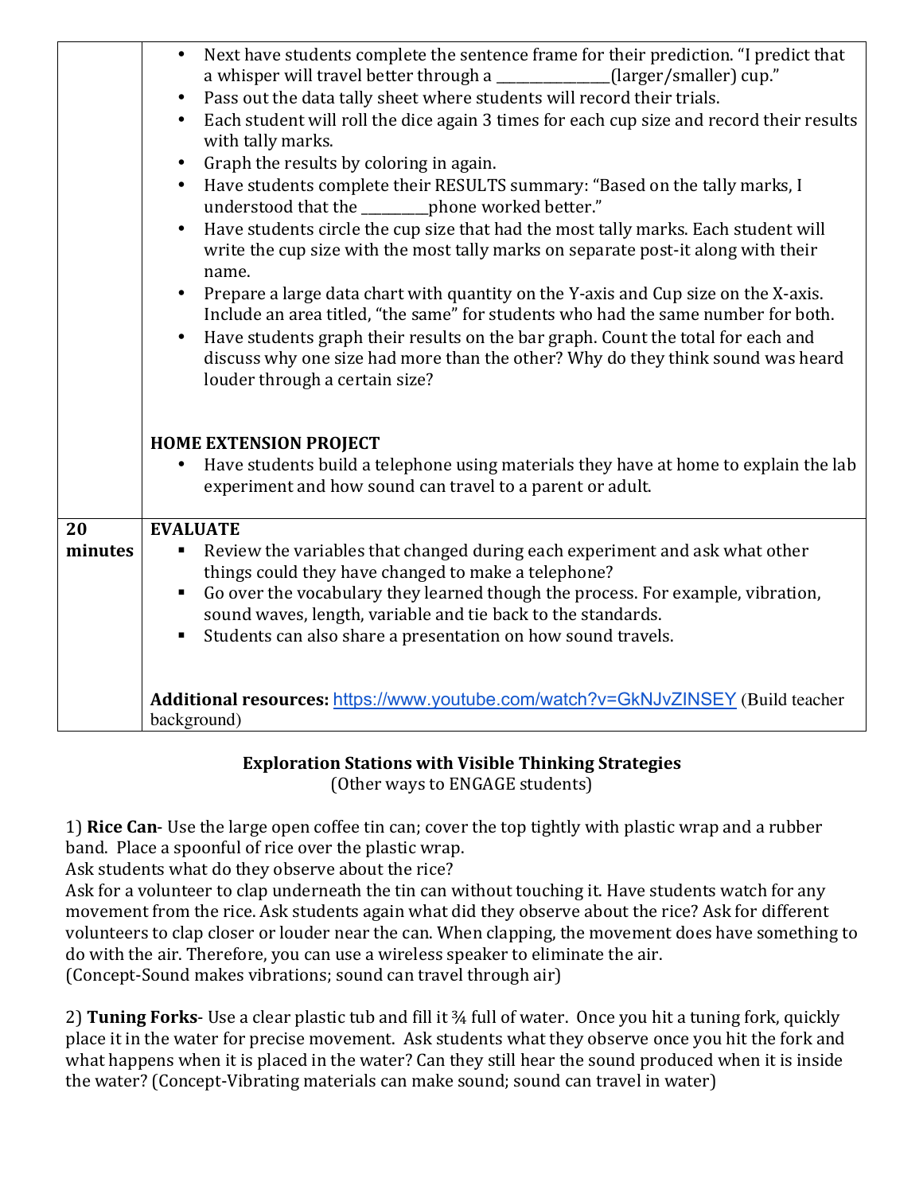| | |
|---|---|
| | • Next have students complete the sentence frame for their prediction. "I predict that a whisper will travel better through a _______________(larger/smaller) cup."<br>• Pass out the data tally sheet where students will record their trials.<br>• Each student will roll the dice again 3 times for each cup size and record their results with tally marks.<br>• Graph the results by coloring in again.<br>• Have students complete their RESULTS summary: "Based on the tally marks, I understood that the _________phone worked better."<br>• Have students circle the cup size that had the most tally marks. Each student will write the cup size with the most tally marks on separate post-it along with their name.<br>• Prepare a large data chart with quantity on the Y-axis and Cup size on the X-axis. Include an area titled, "the same" for students who had the same number for both.<br>• Have students graph their results on the bar graph. Count the total for each and discuss why one size had more than the other? Why do they think sound was heard louder through a certain size?<br><br>**HOME EXTENSION PROJECT**<br>• Have students build a telephone using materials they have at home to explain the lab experiment and how sound can travel to a parent or adult. |
| **20 minutes** | **EVALUATE**<br>▪ Review the variables that changed during each experiment and ask what other things could they have changed to make a telephone?<br>▪ Go over the vocabulary they learned though the process. For example, vibration, sound waves, length, variable and tie back to the standards.<br>▪ Students can also share a presentation on how sound travels.<br><br>**Additional resources:** https://www.youtube.com/watch?v=GkNJvZINSEY (Build teacher background) |

**Exploration Stations with Visible Thinking Strategies**
(Other ways to ENGAGE students)

1) **Rice Can**- Use the large open coffee tin can; cover the top tightly with plastic wrap and a rubber band. Place a spoonful of rice over the plastic wrap.
Ask students what do they observe about the rice?
Ask for a volunteer to clap underneath the tin can without touching it. Have students watch for any movement from the rice. Ask students again what did they observe about the rice? Ask for different volunteers to clap closer or louder near the can. When clapping, the movement does have something to do with the air. Therefore, you can use a wireless speaker to eliminate the air.
(Concept-Sound makes vibrations; sound can travel through air)

2) **Tuning Forks**- Use a clear plastic tub and fill it ¾ full of water. Once you hit a tuning fork, quickly place it in the water for precise movement. Ask students what they observe once you hit the fork and what happens when it is placed in the water? Can they still hear the sound produced when it is inside the water? (Concept-Vibrating materials can make sound; sound can travel in water)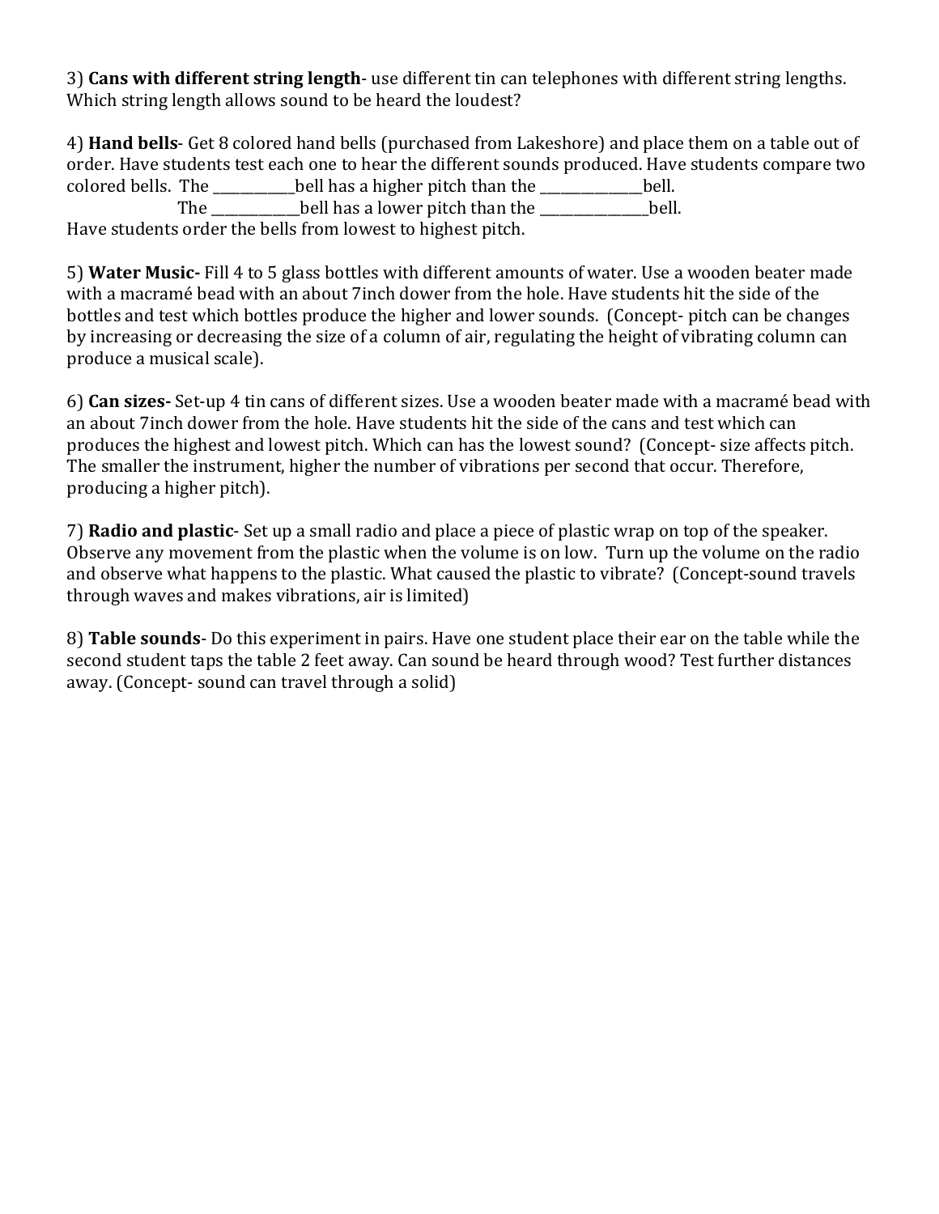3) **Cans with different string length**- use different tin can telephones with different string lengths. Which string length allows sound to be heard the loudest?

4) **Hand bells**- Get 8 colored hand bells (purchased from Lakeshore) and place them on a table out of order. Have students test each one to hear the different sounds produced. Have students compare two colored bells. The ____________bell has a higher pitch than the _______________bell.
The ____________bell has a lower pitch than the _______________bell.
Have students order the bells from lowest to highest pitch.

5) **Water Music-** Fill 4 to 5 glass bottles with different amounts of water. Use a wooden beater made with a macramé bead with an about 7inch dower from the hole. Have students hit the side of the bottles and test which bottles produce the higher and lower sounds. (Concept- pitch can be changes by increasing or decreasing the size of a column of air, regulating the height of vibrating column can produce a musical scale).

6) **Can sizes-** Set-up 4 tin cans of different sizes. Use a wooden beater made with a macramé bead with an about 7inch dower from the hole. Have students hit the side of the cans and test which can produces the highest and lowest pitch. Which can has the lowest sound? (Concept- size affects pitch. The smaller the instrument, higher the number of vibrations per second that occur. Therefore, producing a higher pitch).

7) **Radio and plastic**- Set up a small radio and place a piece of plastic wrap on top of the speaker. Observe any movement from the plastic when the volume is on low. Turn up the volume on the radio and observe what happens to the plastic. What caused the plastic to vibrate? (Concept-sound travels through waves and makes vibrations, air is limited)

8) **Table sounds**- Do this experiment in pairs. Have one student place their ear on the table while the second student taps the table 2 feet away. Can sound be heard through wood? Test further distances away. (Concept- sound can travel through a solid)